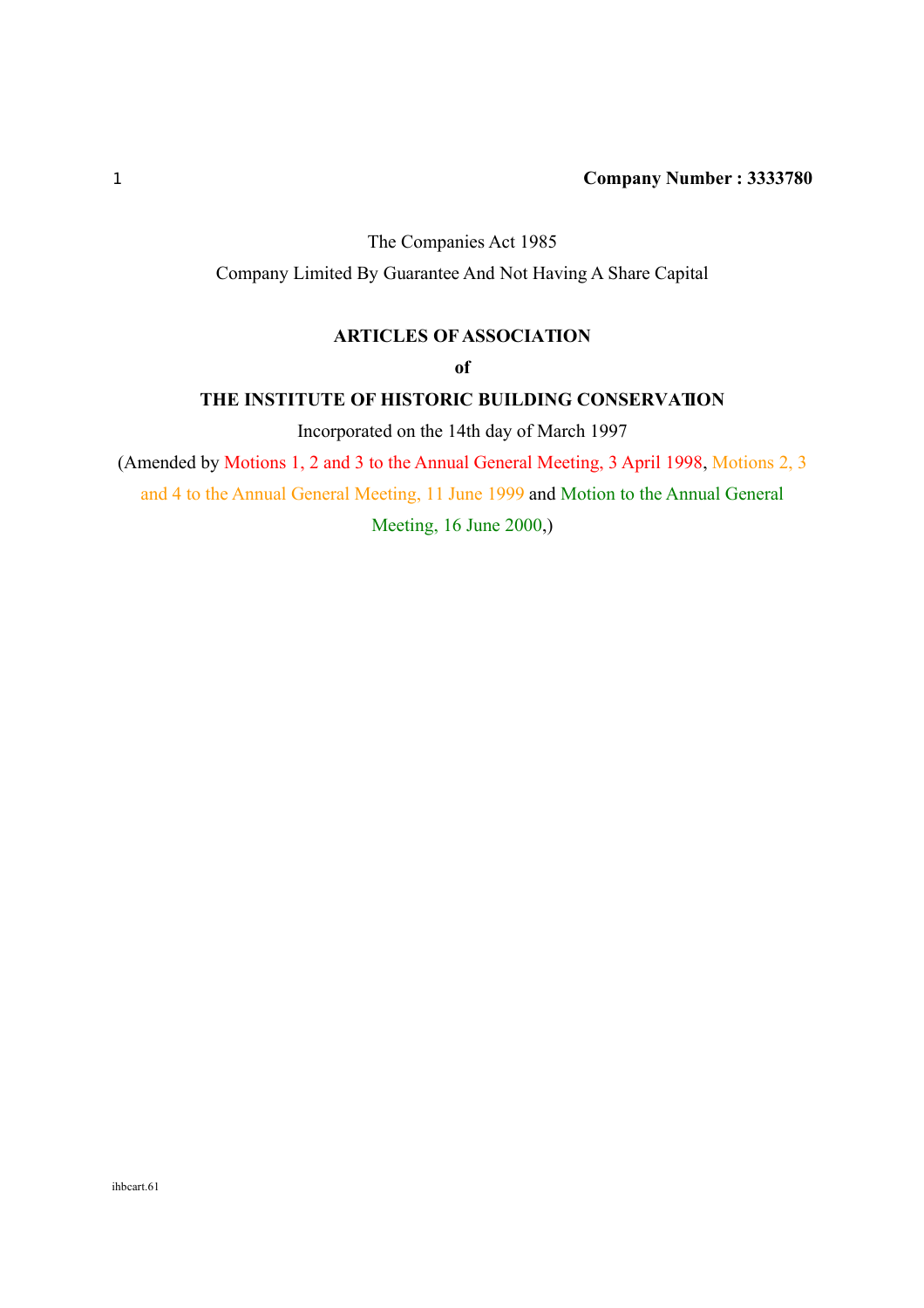**Company Number : 3333780**

The Companies Act 1985

Company Limited By Guarantee And Not Having A Share Capital

# ARTICLES OF ASSOCIATION

**of**

# THE INSTITUTE OF HISTORIC BUILDING CONSERVATION

Incorporated on the 14th day of March 1997

(Amended by Motions 1, 2 and 3 to the Annual General Meeting, 3 April 1998, Motions 2, 3 and 4 to the Annual General Meeting, 11 June 1999 and Motion to the Annual General Meeting, 16 June 2000,)

ihbcart.61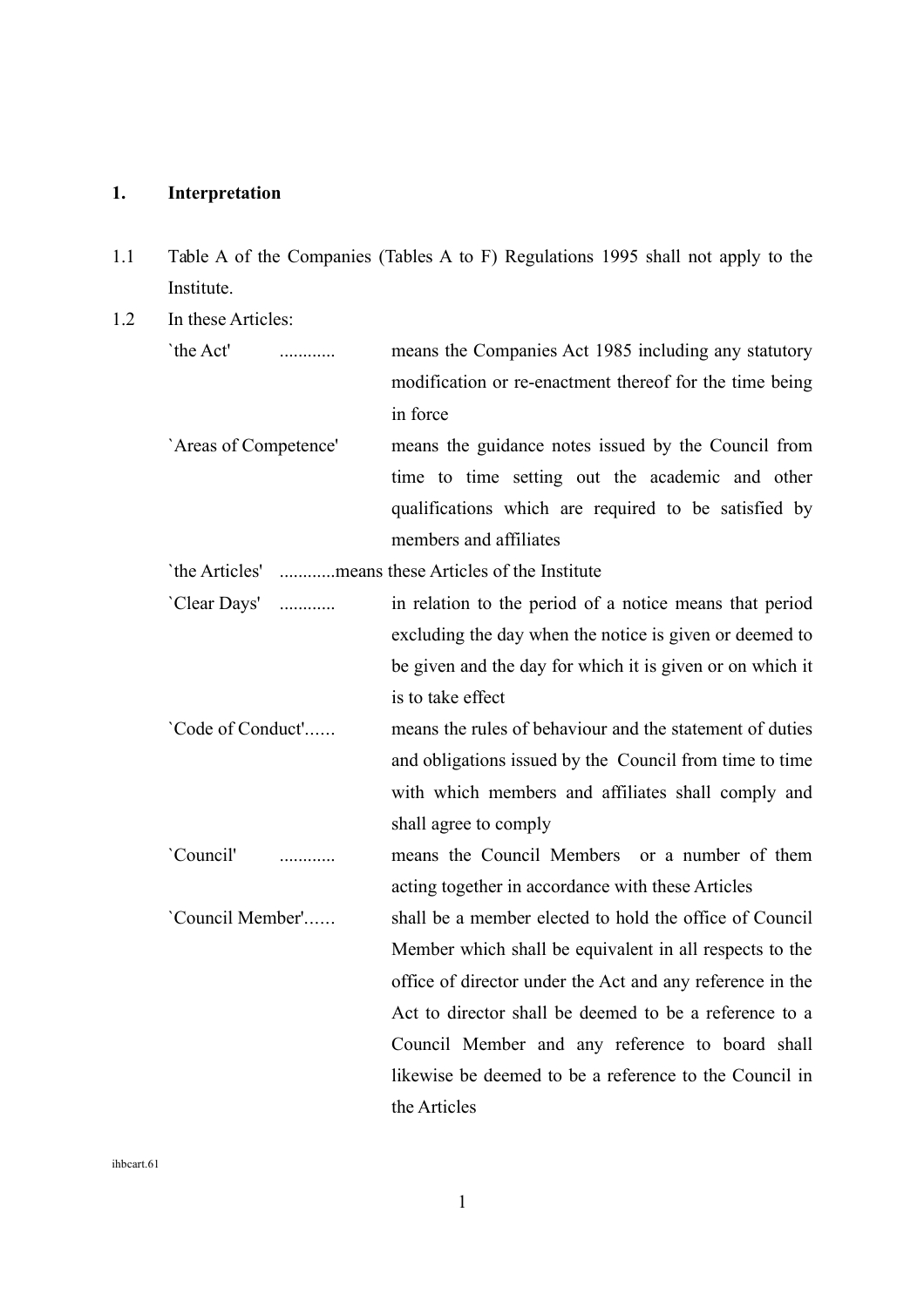## 1. Interpretation

1.1 Table A of the Companies (Tables A to F) Regulations 1995 shall not apply to the Institute.

1.2 In these Articles:

| | |
|---|---|
| `the Act' ............ | means the Companies Act 1985 including any statutory modification or re-enactment thereof for the time being in force |
| `Areas of Competence' | means the guidance notes issued by the Council from time to time setting out the academic and other qualifications which are required to be satisfied by members and affiliates |
| `the Articles' ............ | means these Articles of the Institute |
| `Clear Days' ............ | in relation to the period of a notice means that period excluding the day when the notice is given or deemed to be given and the day for which it is given or on which it is to take effect |
| `Code of Conduct'...... | means the rules of behaviour and the statement of duties and obligations issued by the Council from time to time with which members and affiliates shall comply and shall agree to comply |
| `Council' ............ | means the Council Members or a number of them acting together in accordance with these Articles |
| `Council Member'...... | shall be a member elected to hold the office of Council Member which shall be equivalent in all respects to the office of director under the Act and any reference in the Act to director shall be deemed to be a reference to a Council Member and any reference to board shall likewise be deemed to be a reference to the Council in the Articles |

ihbcart.61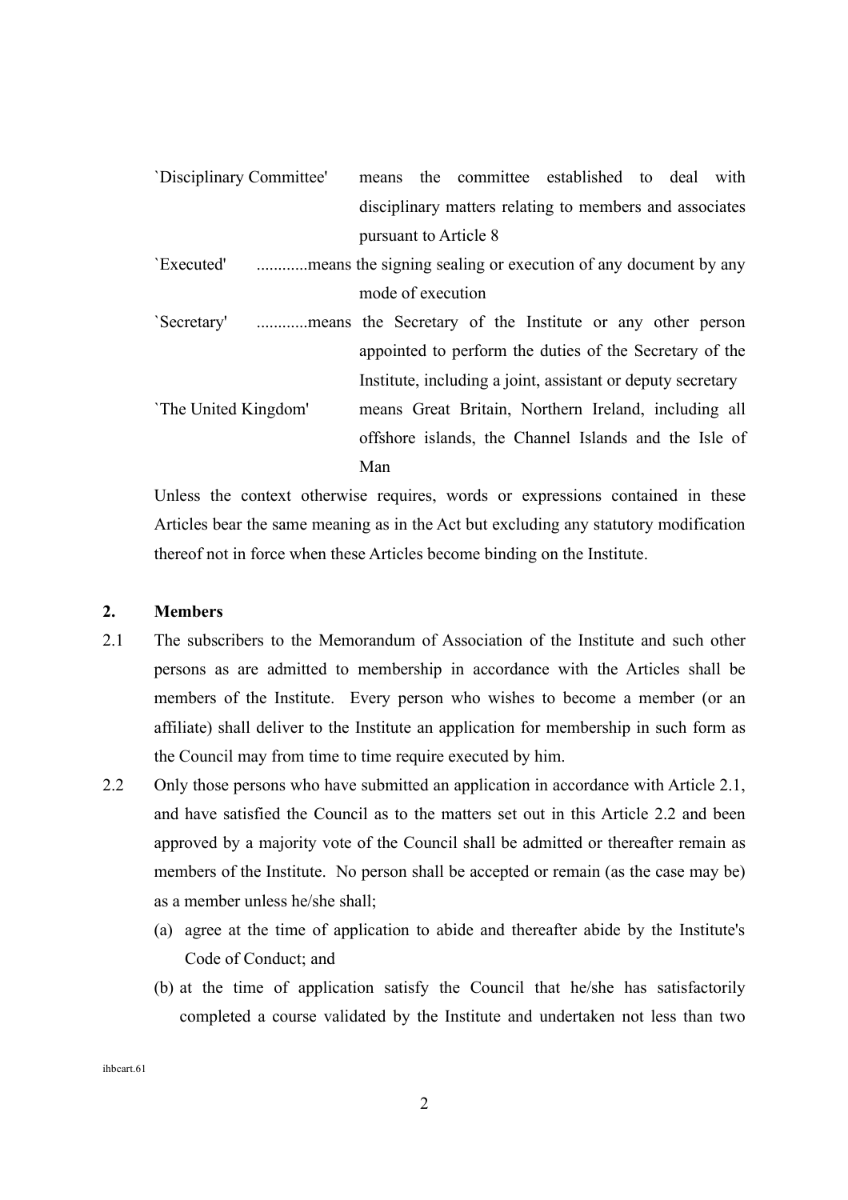| | |
|---|---|
| `Disciplinary Committee' | means the committee established to deal with disciplinary matters relating to members and associates pursuant to Article 8 |
| `Executed' | ...........means the signing sealing or execution of any document by any mode of execution |
| `Secretary' | ...........means the Secretary of the Institute or any other person appointed to perform the duties of the Secretary of the Institute, including a joint, assistant or deputy secretary |
| `The United Kingdom' | means Great Britain, Northern Ireland, including all offshore islands, the Channel Islands and the Isle of Man |

Unless the context otherwise requires, words or expressions contained in these Articles bear the same meaning as in the Act but excluding any statutory modification thereof not in force when these Articles become binding on the Institute.

**2. Members**

2.1 The subscribers to the Memorandum of Association of the Institute and such other persons as are admitted to membership in accordance with the Articles shall be members of the Institute. Every person who wishes to become a member (or an affiliate) shall deliver to the Institute an application for membership in such form as the Council may from time to time require executed by him.

2.2 Only those persons who have submitted an application in accordance with Article 2.1, and have satisfied the Council as to the matters set out in this Article 2.2 and been approved by a majority vote of the Council shall be admitted or thereafter remain as members of the Institute. No person shall be accepted or remain (as the case may be) as a member unless he/she shall;

(a) agree at the time of application to abide and thereafter abide by the Institute's Code of Conduct; and

(b) at the time of application satisfy the Council that he/she has satisfactorily completed a course validated by the Institute and undertaken not less than two

ihbcart.61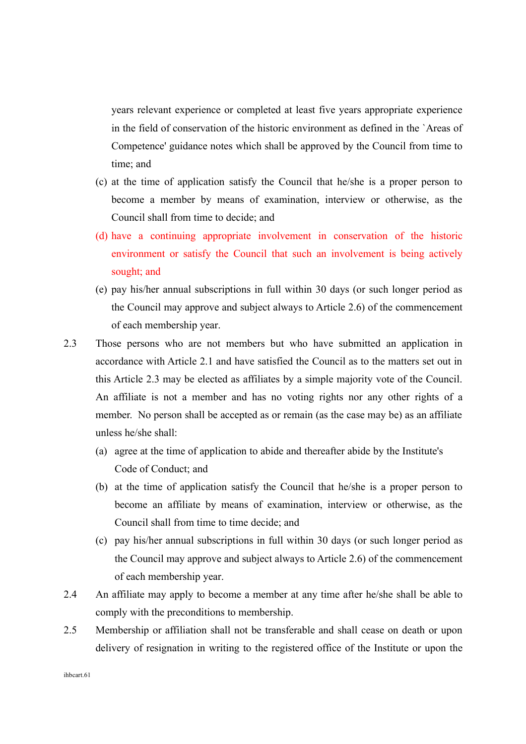years relevant experience or completed at least five years appropriate experience in the field of conservation of the historic environment as defined in the `Areas of Competence' guidance notes which shall be approved by the Council from time to time; and

(c) at the time of application satisfy the Council that he/she is a proper person to become a member by means of examination, interview or otherwise, as the Council shall from time to decide; and

(d) have a continuing appropriate involvement in conservation of the historic environment or satisfy the Council that such an involvement is being actively sought; and

(e) pay his/her annual subscriptions in full within 30 days (or such longer period as the Council may approve and subject always to Article 2.6) of the commencement of each membership year.

2.3 Those persons who are not members but who have submitted an application in accordance with Article 2.1 and have satisfied the Council as to the matters set out in this Article 2.3 may be elected as affiliates by a simple majority vote of the Council. An affiliate is not a member and has no voting rights nor any other rights of a member. No person shall be accepted as or remain (as the case may be) as an affiliate unless he/she shall:

(a) agree at the time of application to abide and thereafter abide by the Institute's Code of Conduct; and

(b) at the time of application satisfy the Council that he/she is a proper person to become an affiliate by means of examination, interview or otherwise, as the Council shall from time to time decide; and

(c) pay his/her annual subscriptions in full within 30 days (or such longer period as the Council may approve and subject always to Article 2.6) of the commencement of each membership year.

2.4 An affiliate may apply to become a member at any time after he/she shall be able to comply with the preconditions to membership.

2.5 Membership or affiliation shall not be transferable and shall cease on death or upon delivery of resignation in writing to the registered office of the Institute or upon the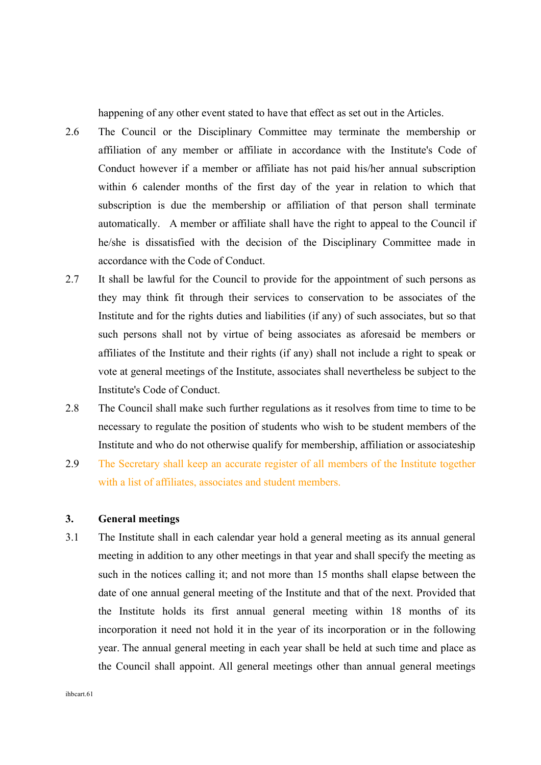happening of any other event stated to have that effect as set out in the Articles.

2.6 The Council or the Disciplinary Committee may terminate the membership or affiliation of any member or affiliate in accordance with the Institute's Code of Conduct however if a member or affiliate has not paid his/her annual subscription within 6 calender months of the first day of the year in relation to which that subscription is due the membership or affiliation of that person shall terminate automatically. A member or affiliate shall have the right to appeal to the Council if he/she is dissatisfied with the decision of the Disciplinary Committee made in accordance with the Code of Conduct.

2.7 It shall be lawful for the Council to provide for the appointment of such persons as they may think fit through their services to conservation to be associates of the Institute and for the rights duties and liabilities (if any) of such associates, but so that such persons shall not by virtue of being associates as aforesaid be members or affiliates of the Institute and their rights (if any) shall not include a right to speak or vote at general meetings of the Institute, associates shall nevertheless be subject to the Institute's Code of Conduct.

2.8 The Council shall make such further regulations as it resolves from time to time to be necessary to regulate the position of students who wish to be student members of the Institute and who do not otherwise qualify for membership, affiliation or associateship

2.9 The Secretary shall keep an accurate register of all members of the Institute together with a list of affiliates, associates and student members.

### 3. General meetings

3.1 The Institute shall in each calendar year hold a general meeting as its annual general meeting in addition to any other meetings in that year and shall specify the meeting as such in the notices calling it; and not more than 15 months shall elapse between the date of one annual general meeting of the Institute and that of the next. Provided that the Institute holds its first annual general meeting within 18 months of its incorporation it need not hold it in the year of its incorporation or in the following year. The annual general meeting in each year shall be held at such time and place as the Council shall appoint. All general meetings other than annual general meetings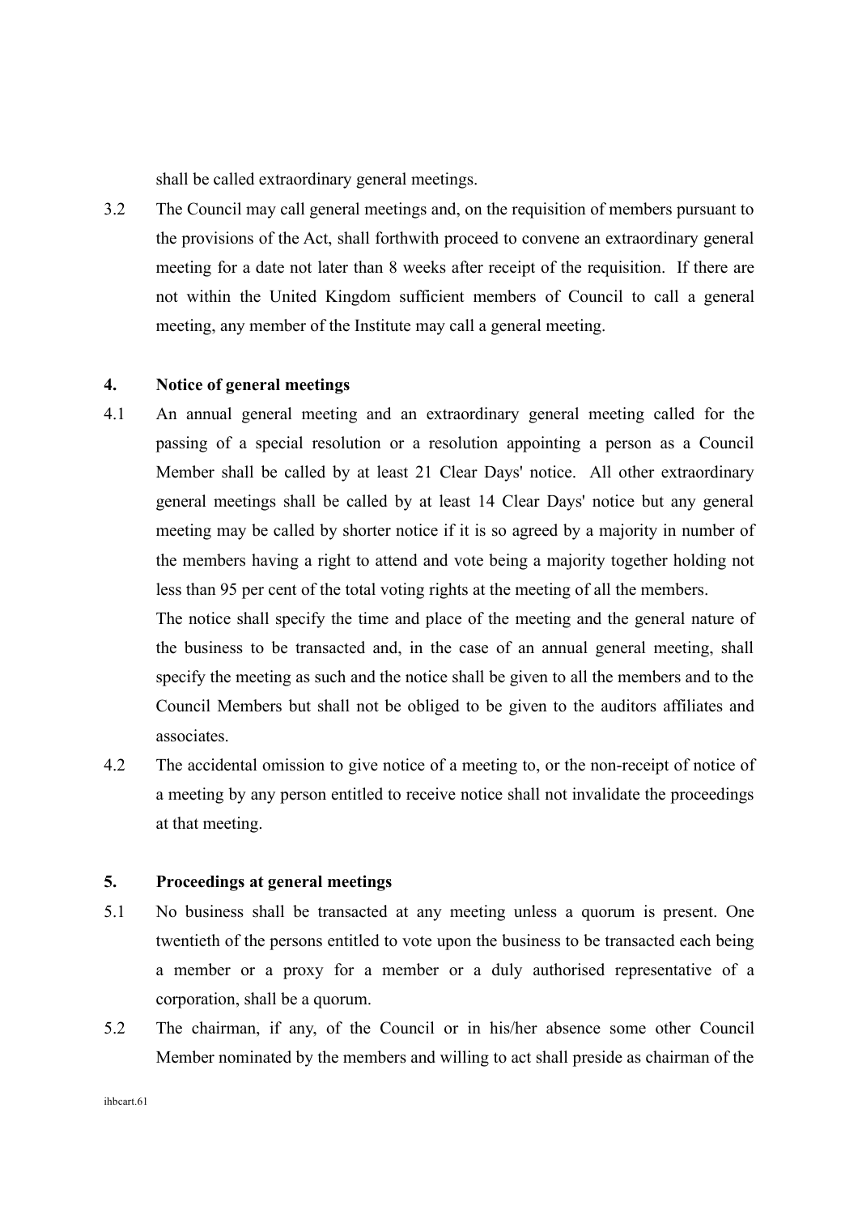shall be called extraordinary general meetings.

3.2 The Council may call general meetings and, on the requisition of members pursuant to the provisions of the Act, shall forthwith proceed to convene an extraordinary general meeting for a date not later than 8 weeks after receipt of the requisition. If there are not within the United Kingdom sufficient members of Council to call a general meeting, any member of the Institute may call a general meeting.

## 4. Notice of general meetings

4.1 An annual general meeting and an extraordinary general meeting called for the passing of a special resolution or a resolution appointing a person as a Council Member shall be called by at least 21 Clear Days' notice. All other extraordinary general meetings shall be called by at least 14 Clear Days' notice but any general meeting may be called by shorter notice if it is so agreed by a majority in number of the members having a right to attend and vote being a majority together holding not less than 95 per cent of the total voting rights at the meeting of all the members.

The notice shall specify the time and place of the meeting and the general nature of the business to be transacted and, in the case of an annual general meeting, shall specify the meeting as such and the notice shall be given to all the members and to the Council Members but shall not be obliged to be given to the auditors affiliates and associates.

4.2 The accidental omission to give notice of a meeting to, or the non-receipt of notice of a meeting by any person entitled to receive notice shall not invalidate the proceedings at that meeting.

## 5. Proceedings at general meetings

5.1 No business shall be transacted at any meeting unless a quorum is present. One twentieth of the persons entitled to vote upon the business to be transacted each being a member or a proxy for a member or a duly authorised representative of a corporation, shall be a quorum.

5.2 The chairman, if any, of the Council or in his/her absence some other Council Member nominated by the members and willing to act shall preside as chairman of the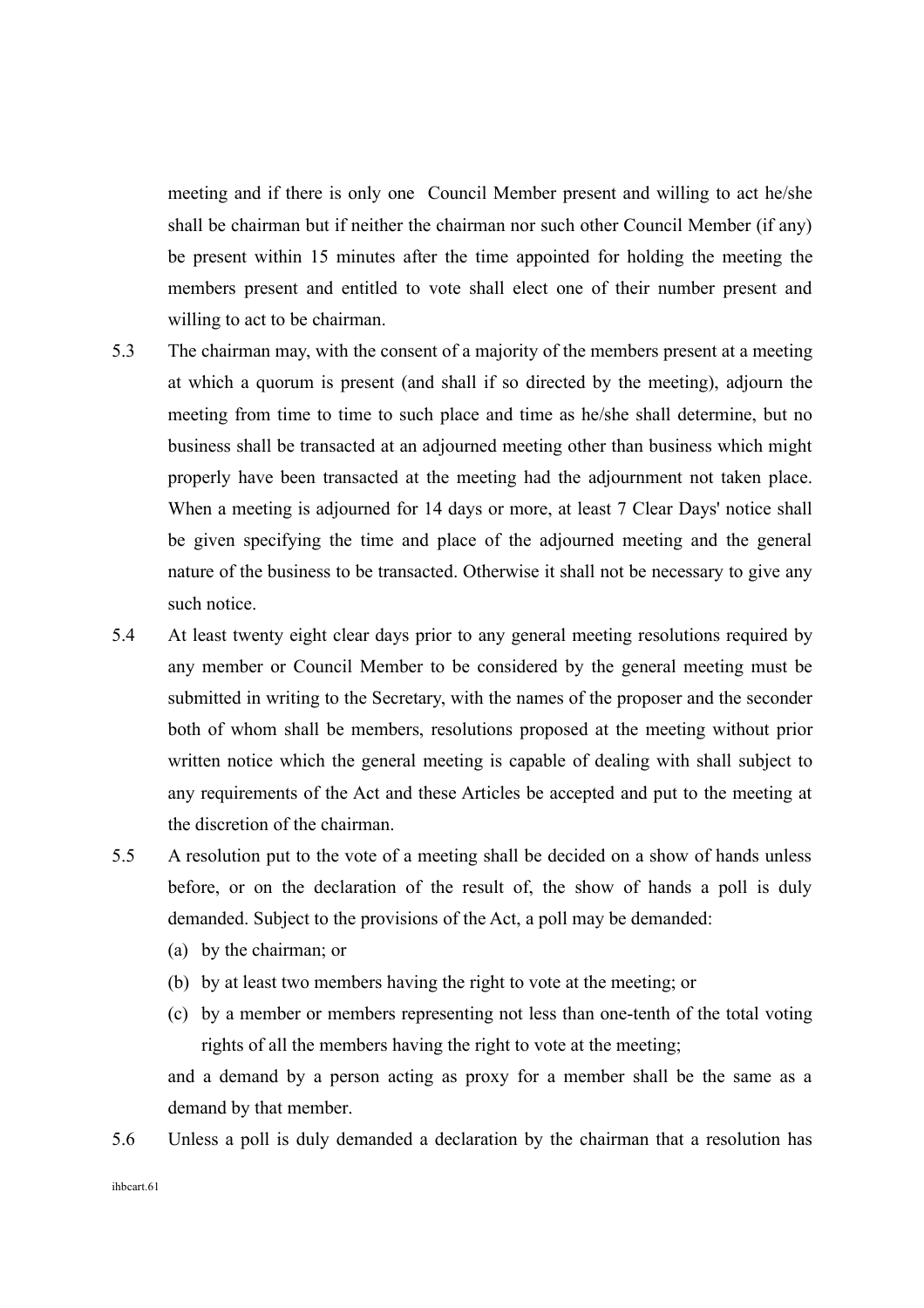meeting and if there is only one Council Member present and willing to act he/she shall be chairman but if neither the chairman nor such other Council Member (if any) be present within 15 minutes after the time appointed for holding the meeting the members present and entitled to vote shall elect one of their number present and willing to act to be chairman.

5.3 The chairman may, with the consent of a majority of the members present at a meeting at which a quorum is present (and shall if so directed by the meeting), adjourn the meeting from time to time to such place and time as he/she shall determine, but no business shall be transacted at an adjourned meeting other than business which might properly have been transacted at the meeting had the adjournment not taken place. When a meeting is adjourned for 14 days or more, at least 7 Clear Days' notice shall be given specifying the time and place of the adjourned meeting and the general nature of the business to be transacted. Otherwise it shall not be necessary to give any such notice.

5.4 At least twenty eight clear days prior to any general meeting resolutions required by any member or Council Member to be considered by the general meeting must be submitted in writing to the Secretary, with the names of the proposer and the seconder both of whom shall be members, resolutions proposed at the meeting without prior written notice which the general meeting is capable of dealing with shall subject to any requirements of the Act and these Articles be accepted and put to the meeting at the discretion of the chairman.

5.5 A resolution put to the vote of a meeting shall be decided on a show of hands unless before, or on the declaration of the result of, the show of hands a poll is duly demanded. Subject to the provisions of the Act, a poll may be demanded:

(a) by the chairman; or

(b) by at least two members having the right to vote at the meeting; or

(c) by a member or members representing not less than one-tenth of the total voting rights of all the members having the right to vote at the meeting;

and a demand by a person acting as proxy for a member shall be the same as a demand by that member.

5.6 Unless a poll is duly demanded a declaration by the chairman that a resolution has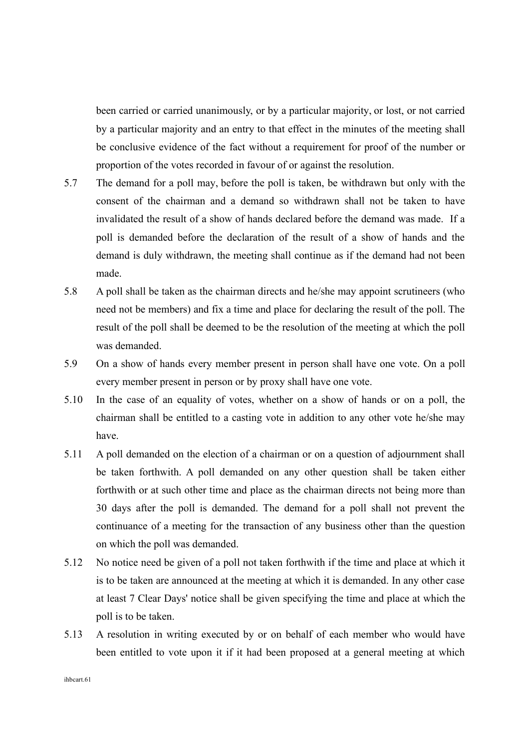been carried or carried unanimously, or by a particular majority, or lost, or not carried by a particular majority and an entry to that effect in the minutes of the meeting shall be conclusive evidence of the fact without a requirement for proof of the number or proportion of the votes recorded in favour of or against the resolution.

5.7 The demand for a poll may, before the poll is taken, be withdrawn but only with the consent of the chairman and a demand so withdrawn shall not be taken to have invalidated the result of a show of hands declared before the demand was made. If a poll is demanded before the declaration of the result of a show of hands and the demand is duly withdrawn, the meeting shall continue as if the demand had not been made.

5.8 A poll shall be taken as the chairman directs and he/she may appoint scrutineers (who need not be members) and fix a time and place for declaring the result of the poll. The result of the poll shall be deemed to be the resolution of the meeting at which the poll was demanded.

5.9 On a show of hands every member present in person shall have one vote. On a poll every member present in person or by proxy shall have one vote.

5.10 In the case of an equality of votes, whether on a show of hands or on a poll, the chairman shall be entitled to a casting vote in addition to any other vote he/she may have.

5.11 A poll demanded on the election of a chairman or on a question of adjournment shall be taken forthwith. A poll demanded on any other question shall be taken either forthwith or at such other time and place as the chairman directs not being more than 30 days after the poll is demanded. The demand for a poll shall not prevent the continuance of a meeting for the transaction of any business other than the question on which the poll was demanded.

5.12 No notice need be given of a poll not taken forthwith if the time and place at which it is to be taken are announced at the meeting at which it is demanded. In any other case at least 7 Clear Days' notice shall be given specifying the time and place at which the poll is to be taken.

5.13 A resolution in writing executed by or on behalf of each member who would have been entitled to vote upon it if it had been proposed at a general meeting at which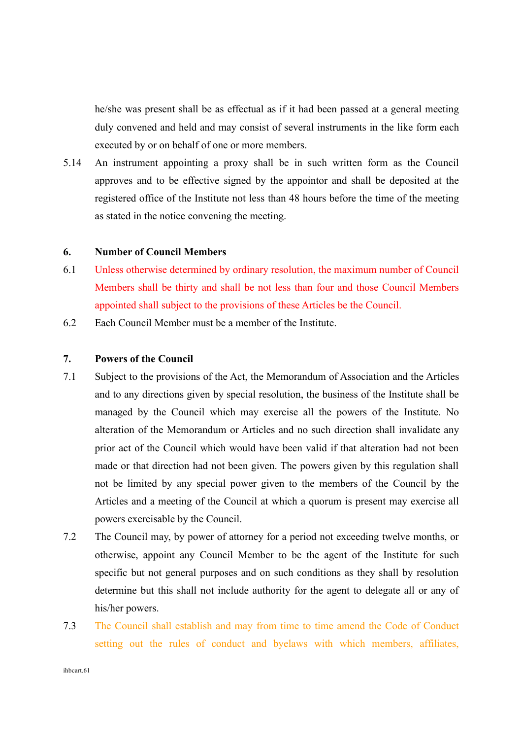he/she was present shall be as effectual as if it had been passed at a general meeting duly convened and held and may consist of several instruments in the like form each executed by or on behalf of one or more members.

5.14 An instrument appointing a proxy shall be in such written form as the Council approves and to be effective signed by the appointor and shall be deposited at the registered office of the Institute not less than 48 hours before the time of the meeting as stated in the notice convening the meeting.

**6. Number of Council Members**

6.1 Unless otherwise determined by ordinary resolution, the maximum number of Council Members shall be thirty and shall be not less than four and those Council Members appointed shall subject to the provisions of these Articles be the Council.

6.2 Each Council Member must be a member of the Institute.

**7. Powers of the Council**

7.1 Subject to the provisions of the Act, the Memorandum of Association and the Articles and to any directions given by special resolution, the business of the Institute shall be managed by the Council which may exercise all the powers of the Institute. No alteration of the Memorandum or Articles and no such direction shall invalidate any prior act of the Council which would have been valid if that alteration had not been made or that direction had not been given. The powers given by this regulation shall not be limited by any special power given to the members of the Council by the Articles and a meeting of the Council at which a quorum is present may exercise all powers exercisable by the Council.

7.2 The Council may, by power of attorney for a period not exceeding twelve months, or otherwise, appoint any Council Member to be the agent of the Institute for such specific but not general purposes and on such conditions as they shall by resolution determine but this shall not include authority for the agent to delegate all or any of his/her powers.

7.3 The Council shall establish and may from time to time amend the Code of Conduct setting out the rules of conduct and byelaws with which members, affiliates,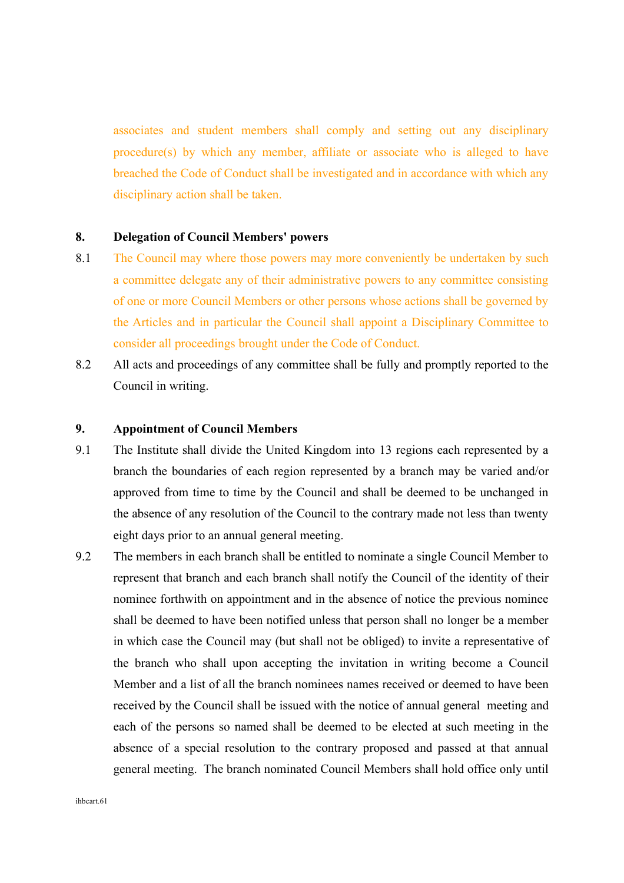associates and student members shall comply and setting out any disciplinary procedure(s) by which any member, affiliate or associate who is alleged to have breached the Code of Conduct shall be investigated and in accordance with which any disciplinary action shall be taken.

**8. Delegation of Council Members' powers**

8.1 The Council may where those powers may more conveniently be undertaken by such a committee delegate any of their administrative powers to any committee consisting of one or more Council Members or other persons whose actions shall be governed by the Articles and in particular the Council shall appoint a Disciplinary Committee to consider all proceedings brought under the Code of Conduct.

8.2 All acts and proceedings of any committee shall be fully and promptly reported to the Council in writing.

**9. Appointment of Council Members**

9.1 The Institute shall divide the United Kingdom into 13 regions each represented by a branch the boundaries of each region represented by a branch may be varied and/or approved from time to time by the Council and shall be deemed to be unchanged in the absence of any resolution of the Council to the contrary made not less than twenty eight days prior to an annual general meeting.

9.2 The members in each branch shall be entitled to nominate a single Council Member to represent that branch and each branch shall notify the Council of the identity of their nominee forthwith on appointment and in the absence of notice the previous nominee shall be deemed to have been notified unless that person shall no longer be a member in which case the Council may (but shall not be obliged) to invite a representative of the branch who shall upon accepting the invitation in writing become a Council Member and a list of all the branch nominees names received or deemed to have been received by the Council shall be issued with the notice of annual general meeting and each of the persons so named shall be deemed to be elected at such meeting in the absence of a special resolution to the contrary proposed and passed at that annual general meeting. The branch nominated Council Members shall hold office only until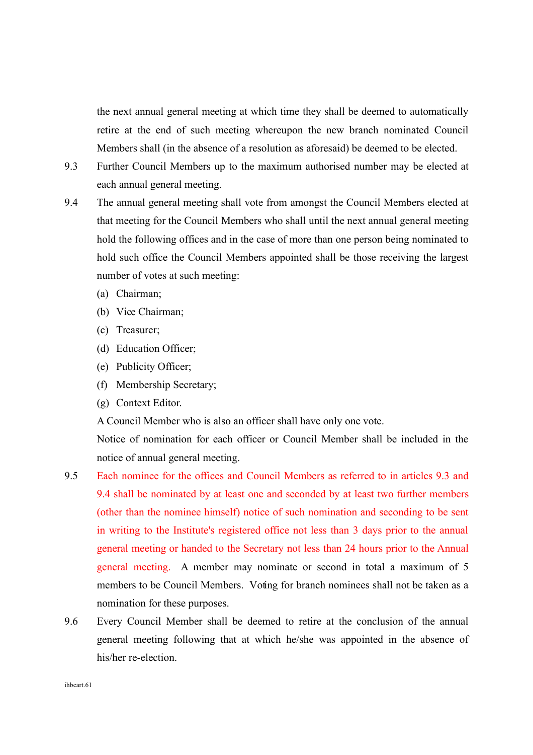the next annual general meeting at which time they shall be deemed to automatically retire at the end of such meeting whereupon the new branch nominated Council Members shall (in the absence of a resolution as aforesaid) be deemed to be elected.

9.3 Further Council Members up to the maximum authorised number may be elected at each annual general meeting.

9.4 The annual general meeting shall vote from amongst the Council Members elected at that meeting for the Council Members who shall until the next annual general meeting hold the following offices and in the case of more than one person being nominated to hold such office the Council Members appointed shall be those receiving the largest number of votes at such meeting:

(a) Chairman;

(b) Vice Chairman;

(c) Treasurer;

(d) Education Officer;

(e) Publicity Officer;

(f) Membership Secretary;

(g) Context Editor.

A Council Member who is also an officer shall have only one vote.

Notice of nomination for each officer or Council Member shall be included in the notice of annual general meeting.

9.5 Each nominee for the offices and Council Members as referred to in articles 9.3 and 9.4 shall be nominated by at least one and seconded by at least two further members (other than the nominee himself) notice of such nomination and seconding to be sent in writing to the Institute's registered office not less than 3 days prior to the annual general meeting or handed to the Secretary not less than 24 hours prior to the Annual general meeting. A member may nominate or second in total a maximum of 5 members to be Council Members. Voting for branch nominees shall not be taken as a nomination for these purposes.

9.6 Every Council Member shall be deemed to retire at the conclusion of the annual general meeting following that at which he/she was appointed in the absence of his/her re-election.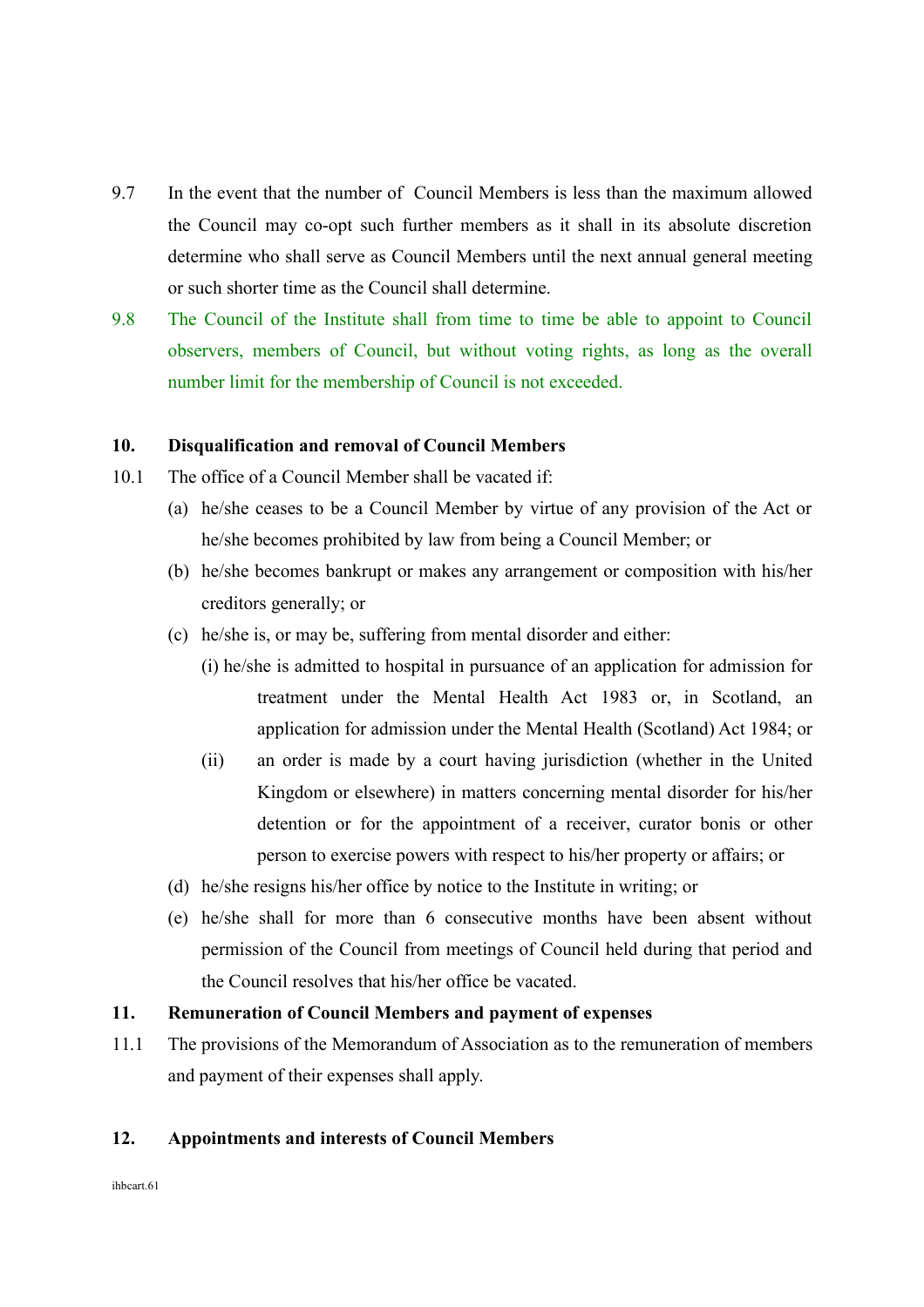9.7 In the event that the number of Council Members is less than the maximum allowed the Council may co-opt such further members as it shall in its absolute discretion determine who shall serve as Council Members until the next annual general meeting or such shorter time as the Council shall determine.

9.8 The Council of the Institute shall from time to time be able to appoint to Council observers, members of Council, but without voting rights, as long as the overall number limit for the membership of Council is not exceeded.

## 10. Disqualification and removal of Council Members

10.1 The office of a Council Member shall be vacated if:

(a) he/she ceases to be a Council Member by virtue of any provision of the Act or he/she becomes prohibited by law from being a Council Member; or

(b) he/she becomes bankrupt or makes any arrangement or composition with his/her creditors generally; or

(c) he/she is, or may be, suffering from mental disorder and either:

(i) he/she is admitted to hospital in pursuance of an application for admission for treatment under the Mental Health Act 1983 or, in Scotland, an application for admission under the Mental Health (Scotland) Act 1984; or

(ii) an order is made by a court having jurisdiction (whether in the United Kingdom or elsewhere) in matters concerning mental disorder for his/her detention or for the appointment of a receiver, curator bonis or other person to exercise powers with respect to his/her property or affairs; or

(d) he/she resigns his/her office by notice to the Institute in writing; or

(e) he/she shall for more than 6 consecutive months have been absent without permission of the Council from meetings of Council held during that period and the Council resolves that his/her office be vacated.

## 11. Remuneration of Council Members and payment of expenses

11.1 The provisions of the Memorandum of Association as to the remuneration of members and payment of their expenses shall apply.

## 12. Appointments and interests of Council Members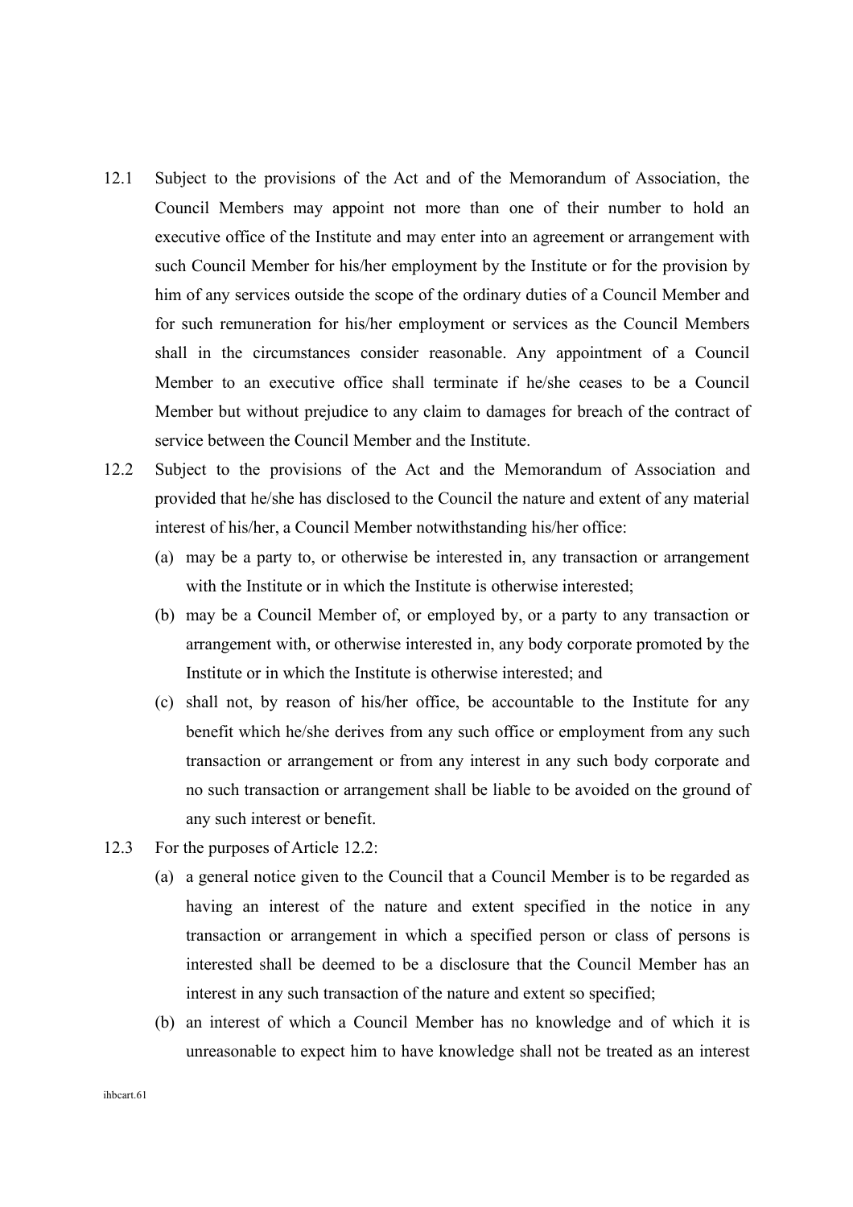12.1 Subject to the provisions of the Act and of the Memorandum of Association, the Council Members may appoint not more than one of their number to hold an executive office of the Institute and may enter into an agreement or arrangement with such Council Member for his/her employment by the Institute or for the provision by him of any services outside the scope of the ordinary duties of a Council Member and for such remuneration for his/her employment or services as the Council Members shall in the circumstances consider reasonable. Any appointment of a Council Member to an executive office shall terminate if he/she ceases to be a Council Member but without prejudice to any claim to damages for breach of the contract of service between the Council Member and the Institute.

12.2 Subject to the provisions of the Act and the Memorandum of Association and provided that he/she has disclosed to the Council the nature and extent of any material interest of his/her, a Council Member notwithstanding his/her office:

(a) may be a party to, or otherwise be interested in, any transaction or arrangement with the Institute or in which the Institute is otherwise interested;

(b) may be a Council Member of, or employed by, or a party to any transaction or arrangement with, or otherwise interested in, any body corporate promoted by the Institute or in which the Institute is otherwise interested; and

(c) shall not, by reason of his/her office, be accountable to the Institute for any benefit which he/she derives from any such office or employment from any such transaction or arrangement or from any interest in any such body corporate and no such transaction or arrangement shall be liable to be avoided on the ground of any such interest or benefit.

12.3 For the purposes of Article 12.2:

(a) a general notice given to the Council that a Council Member is to be regarded as having an interest of the nature and extent specified in the notice in any transaction or arrangement in which a specified person or class of persons is interested shall be deemed to be a disclosure that the Council Member has an interest in any such transaction of the nature and extent so specified;

(b) an interest of which a Council Member has no knowledge and of which it is unreasonable to expect him to have knowledge shall not be treated as an interest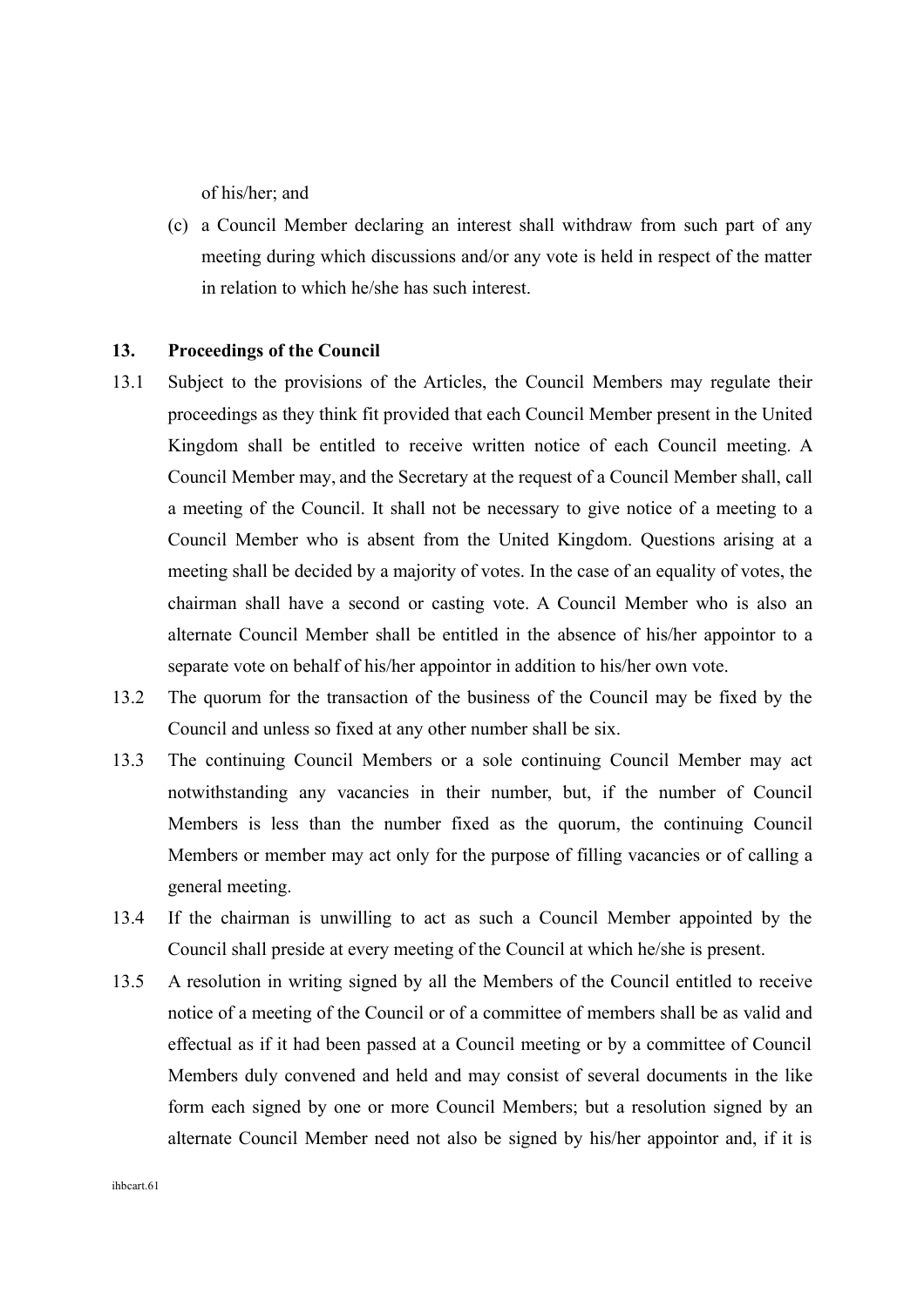of his/her; and

(c) a Council Member declaring an interest shall withdraw from such part of any meeting during which discussions and/or any vote is held in respect of the matter in relation to which he/she has such interest.

## 13. Proceedings of the Council

13.1 Subject to the provisions of the Articles, the Council Members may regulate their proceedings as they think fit provided that each Council Member present in the United Kingdom shall be entitled to receive written notice of each Council meeting. A Council Member may, and the Secretary at the request of a Council Member shall, call a meeting of the Council. It shall not be necessary to give notice of a meeting to a Council Member who is absent from the United Kingdom. Questions arising at a meeting shall be decided by a majority of votes. In the case of an equality of votes, the chairman shall have a second or casting vote. A Council Member who is also an alternate Council Member shall be entitled in the absence of his/her appointor to a separate vote on behalf of his/her appointor in addition to his/her own vote.

13.2 The quorum for the transaction of the business of the Council may be fixed by the Council and unless so fixed at any other number shall be six.

13.3 The continuing Council Members or a sole continuing Council Member may act notwithstanding any vacancies in their number, but, if the number of Council Members is less than the number fixed as the quorum, the continuing Council Members or member may act only for the purpose of filling vacancies or of calling a general meeting.

13.4 If the chairman is unwilling to act as such a Council Member appointed by the Council shall preside at every meeting of the Council at which he/she is present.

13.5 A resolution in writing signed by all the Members of the Council entitled to receive notice of a meeting of the Council or of a committee of members shall be as valid and effectual as if it had been passed at a Council meeting or by a committee of Council Members duly convened and held and may consist of several documents in the like form each signed by one or more Council Members; but a resolution signed by an alternate Council Member need not also be signed by his/her appointor and, if it is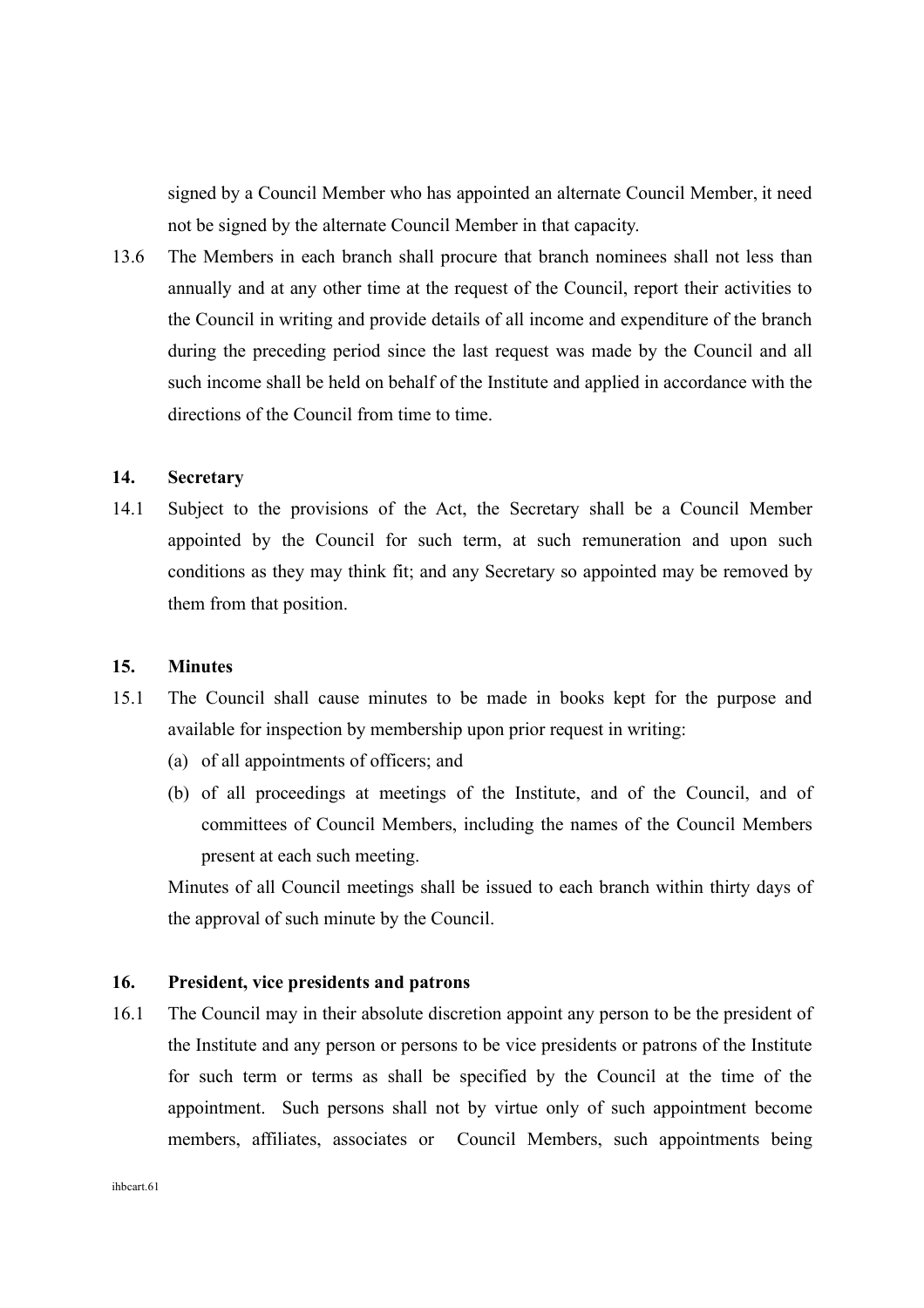signed by a Council Member who has appointed an alternate Council Member, it need not be signed by the alternate Council Member in that capacity.

13.6 The Members in each branch shall procure that branch nominees shall not less than annually and at any other time at the request of the Council, report their activities to the Council in writing and provide details of all income and expenditure of the branch during the preceding period since the last request was made by the Council and all such income shall be held on behalf of the Institute and applied in accordance with the directions of the Council from time to time.

## 14. Secretary

14.1 Subject to the provisions of the Act, the Secretary shall be a Council Member appointed by the Council for such term, at such remuneration and upon such conditions as they may think fit; and any Secretary so appointed may be removed by them from that position.

## 15. Minutes

15.1 The Council shall cause minutes to be made in books kept for the purpose and available for inspection by membership upon prior request in writing:

(a) of all appointments of officers; and

(b) of all proceedings at meetings of the Institute, and of the Council, and of committees of Council Members, including the names of the Council Members present at each such meeting.

Minutes of all Council meetings shall be issued to each branch within thirty days of the approval of such minute by the Council.

## 16. President, vice presidents and patrons

16.1 The Council may in their absolute discretion appoint any person to be the president of the Institute and any person or persons to be vice presidents or patrons of the Institute for such term or terms as shall be specified by the Council at the time of the appointment. Such persons shall not by virtue only of such appointment become members, affiliates, associates or Council Members, such appointments being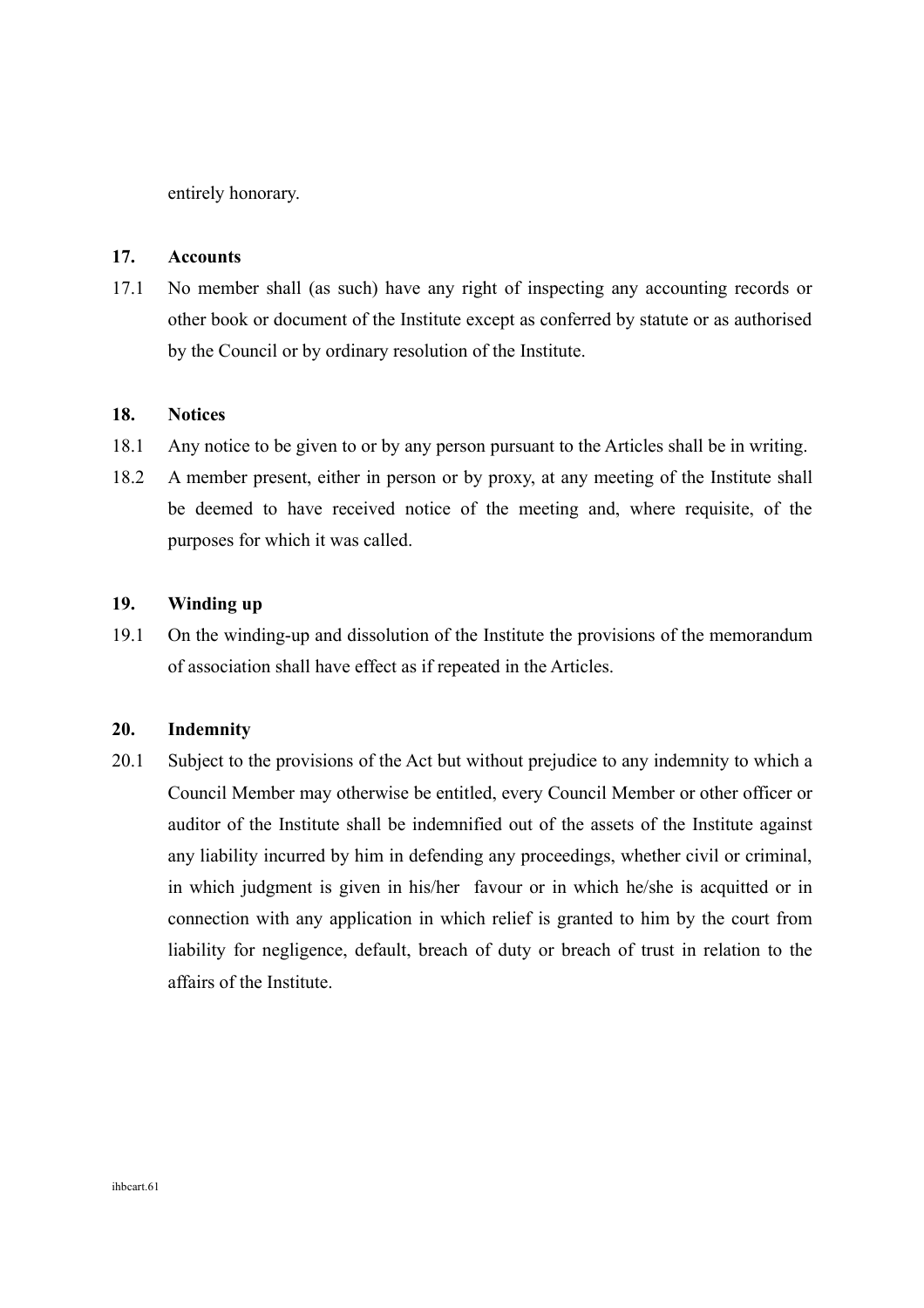entirely honorary.

## 17. Accounts

17.1 No member shall (as such) have any right of inspecting any accounting records or other book or document of the Institute except as conferred by statute or as authorised by the Council or by ordinary resolution of the Institute.

## 18. Notices

18.1 Any notice to be given to or by any person pursuant to the Articles shall be in writing.

18.2 A member present, either in person or by proxy, at any meeting of the Institute shall be deemed to have received notice of the meeting and, where requisite, of the purposes for which it was called.

## 19. Winding up

19.1 On the winding-up and dissolution of the Institute the provisions of the memorandum of association shall have effect as if repeated in the Articles.

## 20. Indemnity

20.1 Subject to the provisions of the Act but without prejudice to any indemnity to which a Council Member may otherwise be entitled, every Council Member or other officer or auditor of the Institute shall be indemnified out of the assets of the Institute against any liability incurred by him in defending any proceedings, whether civil or criminal, in which judgment is given in his/her favour or in which he/she is acquitted or in connection with any application in which relief is granted to him by the court from liability for negligence, default, breach of duty or breach of trust in relation to the affairs of the Institute.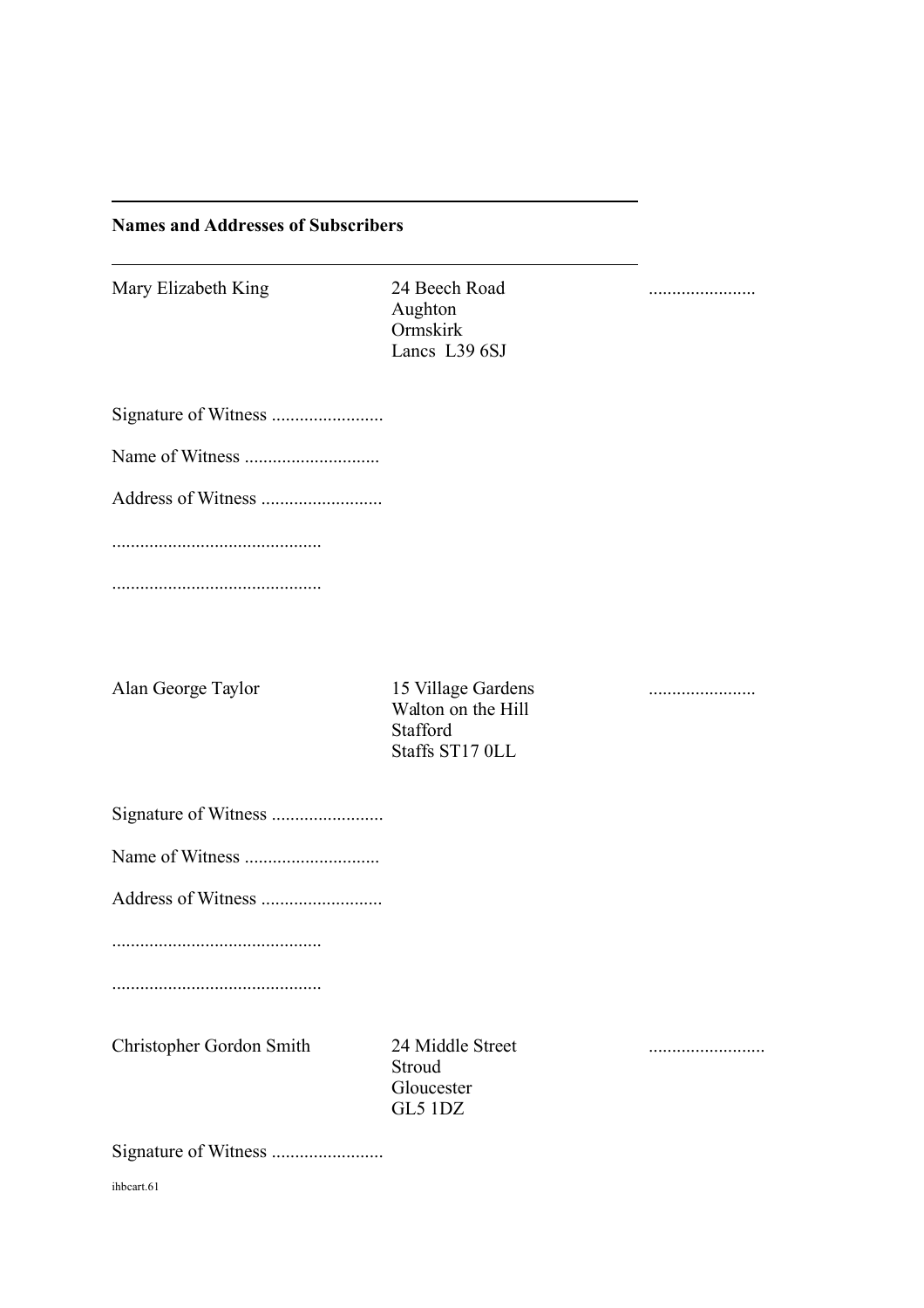**Names and Addresses of Subscribers**

| | | |
|---|---|---|
| Mary Elizabeth King | 24 Beech Road<br>Aughton<br>Ormskirk<br>Lancs L39 6SJ | ....................... |

Signature of Witness ........................

Name of Witness .............................

Address of Witness ..........................

.............................................

.............................................

| | | |
|---|---|---|
| Alan George Taylor | 15 Village Gardens<br>Walton on the Hill<br>Stafford<br>Staffs ST17 0LL | ....................... |

Signature of Witness ........................

Name of Witness .............................

Address of Witness ..........................

.............................................

.............................................

| | | |
|---|---|---|
| Christopher Gordon Smith | 24 Middle Street<br>Stroud<br>Gloucester<br>GL5 1DZ | ......................... |

Signature of Witness ........................

ihbcart.61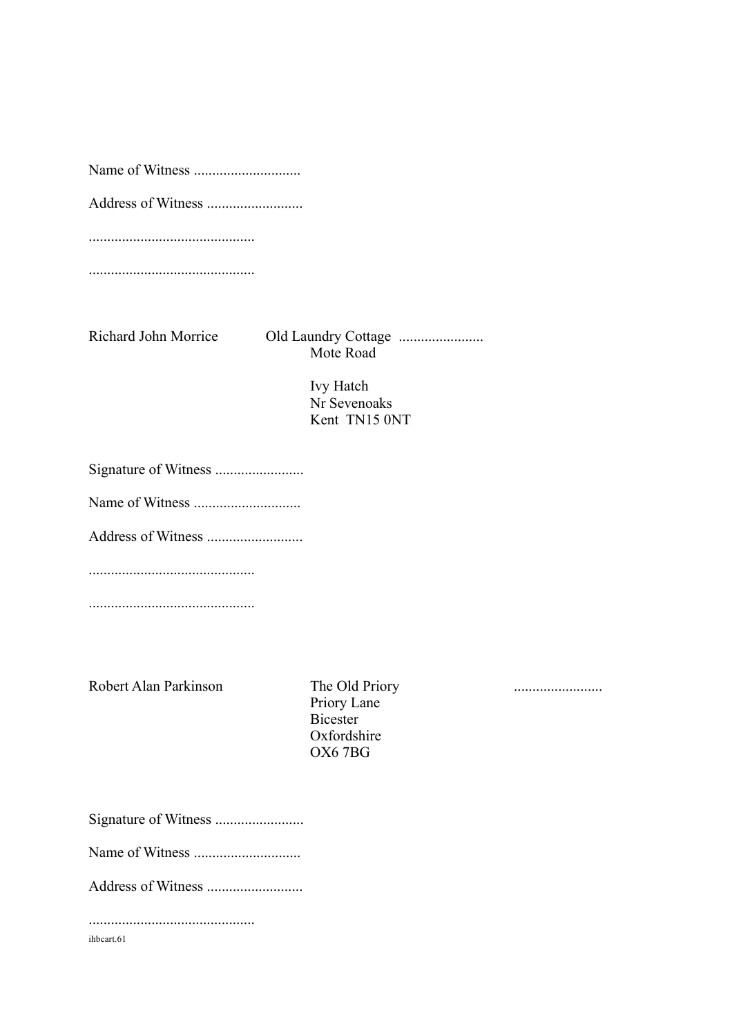Name of Witness .............................

Address of Witness ..........................

.............................................

.............................................

Richard John Morrice Old Laundry Cottage .......................
Mote Road

Ivy Hatch
Nr Sevenoaks
Kent TN15 0NT

Signature of Witness ........................

Name of Witness .............................

Address of Witness ..........................

.............................................

.............................................

Robert Alan Parkinson The Old Priory ........................
Priory Lane
Bicester
Oxfordshire
OX6 7BG

Signature of Witness ........................

Name of Witness .............................

Address of Witness ..........................

.............................................

ihbcart.61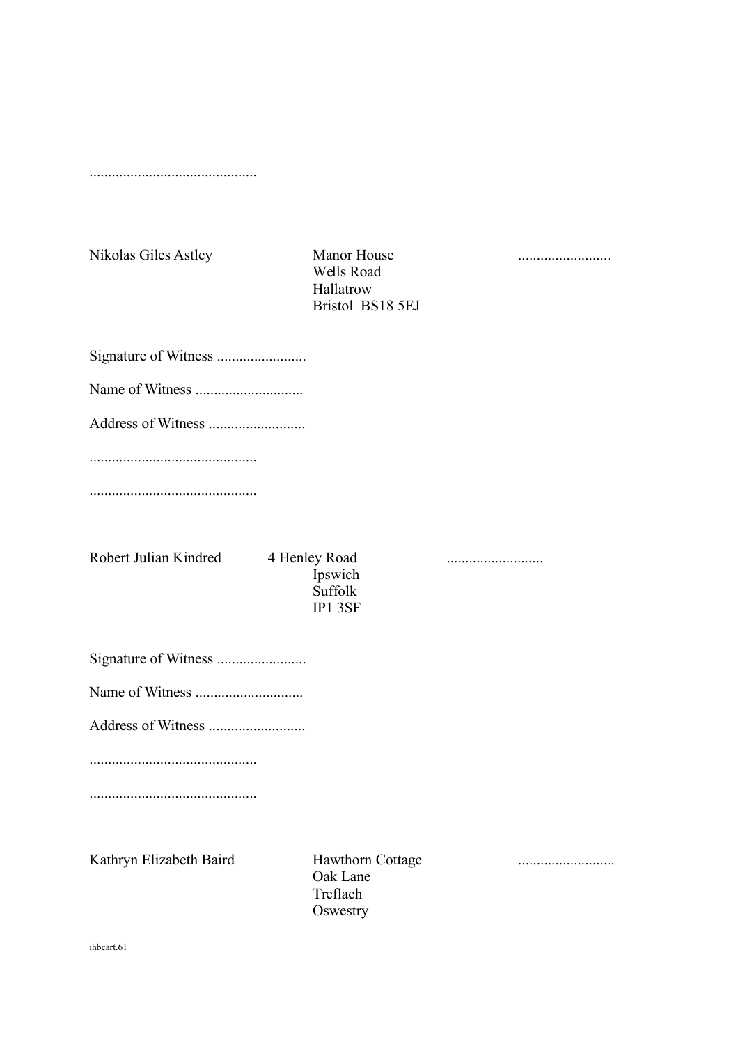.............................................

Nikolas Giles Astley

Manor House
Wells Road
Hallatrow
Bristol BS18 5EJ

.........................

Signature of Witness ........................

Name of Witness .............................

Address of Witness ..........................

.............................................

.............................................

Robert Julian Kindred

4 Henley Road
Ipswich
Suffolk
IP1 3SF

..........................

Signature of Witness ........................

Name of Witness .............................

Address of Witness ..........................

.............................................

.............................................

Kathryn Elizabeth Baird

Hawthorn Cottage
Oak Lane
Treflach
Oswestry

..........................

ihbcart.61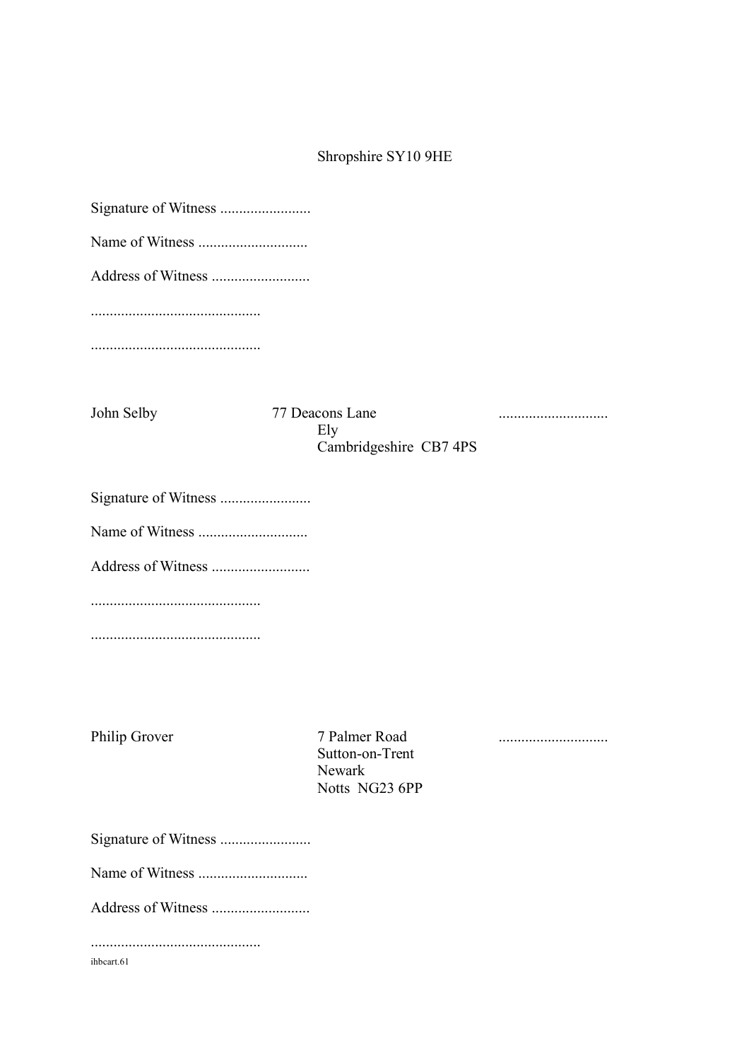Shropshire SY10 9HE

Signature of Witness ........................

Name of Witness .............................

Address of Witness ..........................

.............................................

.............................................

| | | |
|---|---|---|
| John Selby | 77 Deacons Lane<br>Ely<br>Cambridgeshire CB7 4PS | ............................. |

Signature of Witness ........................

Name of Witness .............................

Address of Witness ..........................

.............................................

.............................................

| | | |
|---|---|---|
| Philip Grover | 7 Palmer Road<br>Sutton-on-Trent<br>Newark<br>Notts NG23 6PP | ............................. |

Signature of Witness ........................

Name of Witness .............................

Address of Witness ..........................

.............................................

ihbcart.61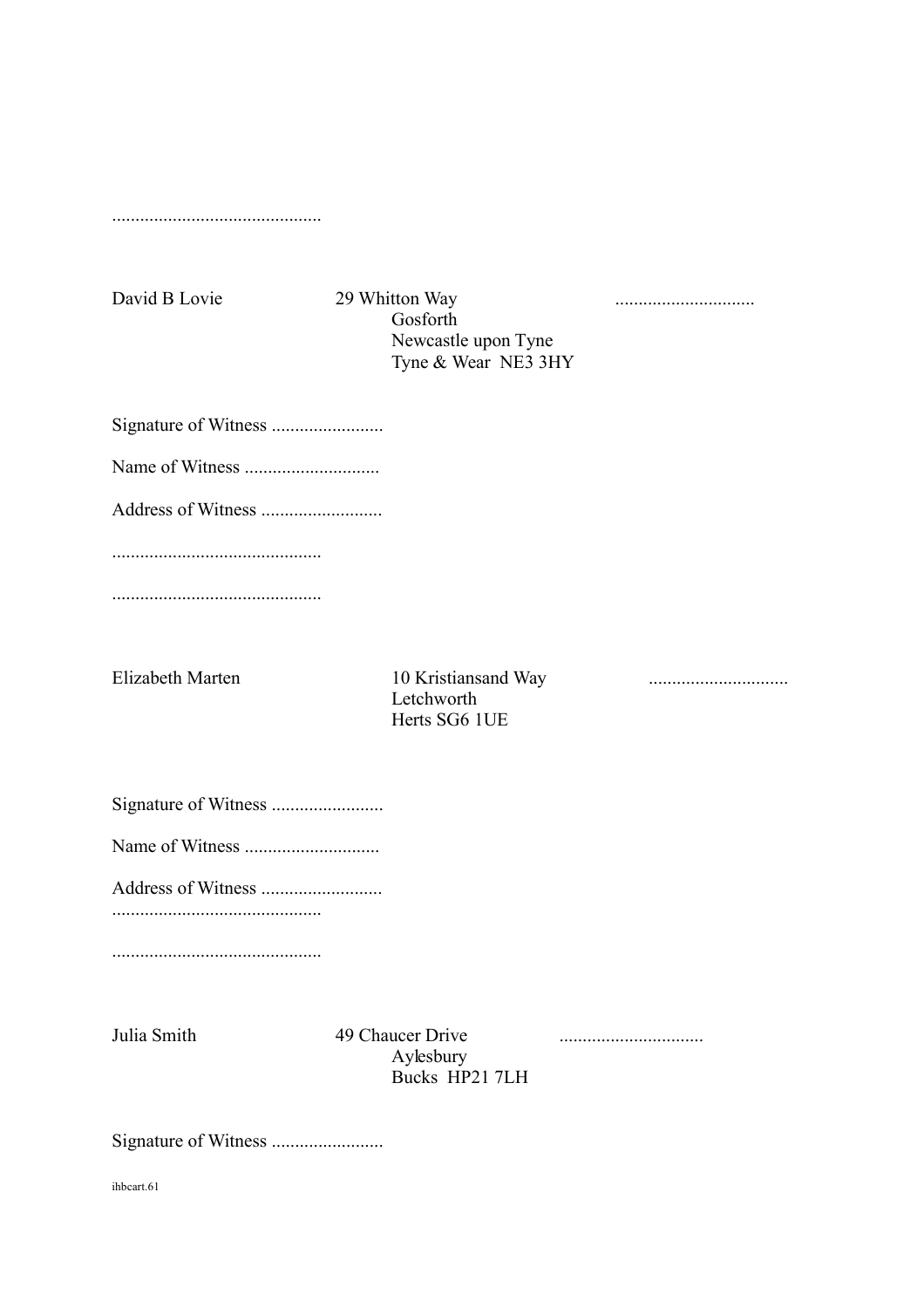............................................

David B Lovie 29 Whitton Way .............................
Gosforth
Newcastle upon Tyne
Tyne & Wear NE3 3HY

Signature of Witness ........................

Name of Witness .............................

Address of Witness ..........................

............................................

............................................

Elizabeth Marten 10 Kristiansand Way .............................
Letchworth
Herts SG6 1UE

Signature of Witness ........................

Name of Witness .............................

Address of Witness ..........................

............................................

............................................

Julia Smith 49 Chaucer Drive ...............................
Aylesbury
Bucks HP21 7LH

Signature of Witness ........................

ihbcart.61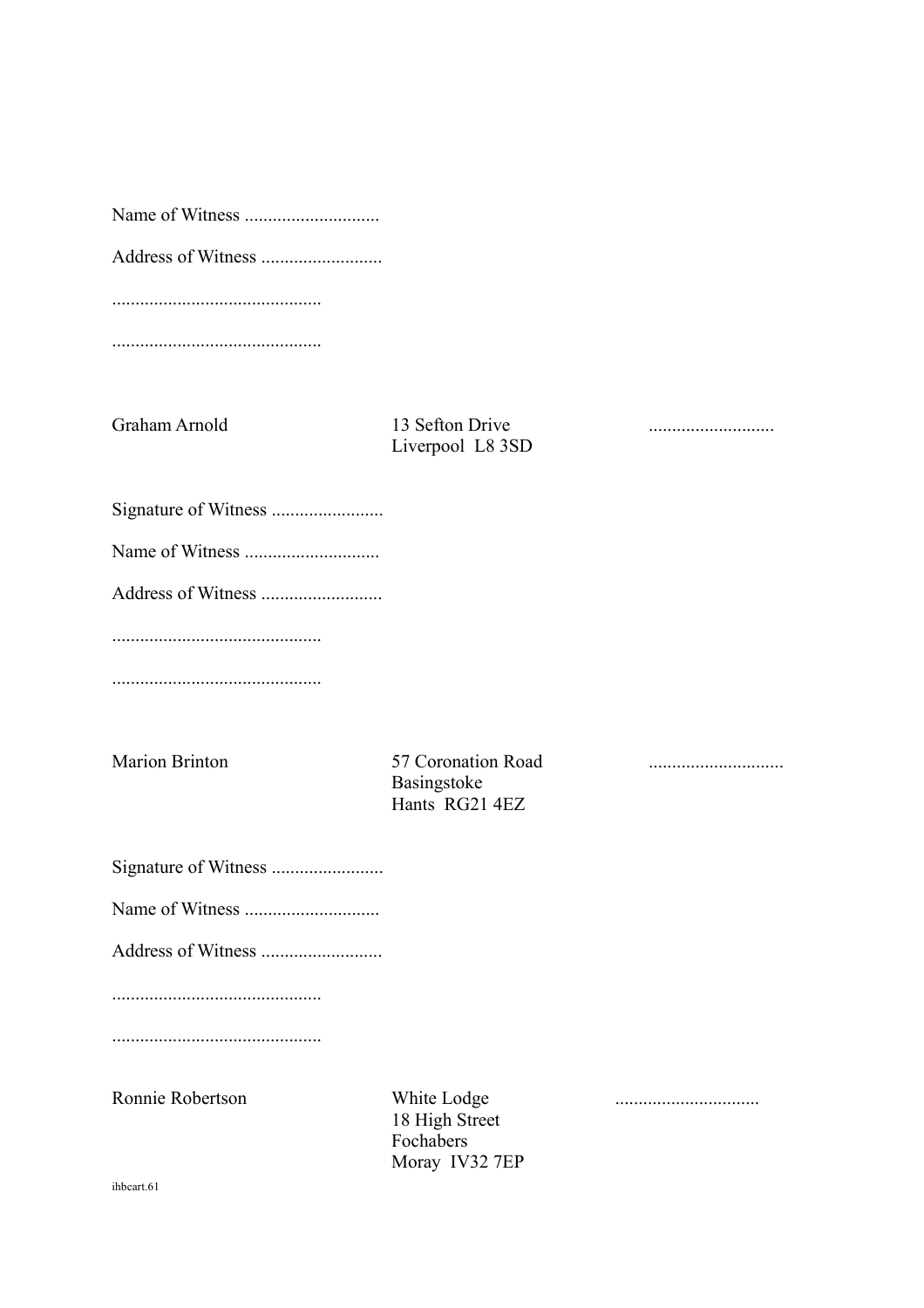Name of Witness ............................

Address of Witness ..........................

............................................

............................................

| | | |
|---|---|---|
| Graham Arnold | 13 Sefton Drive<br>Liverpool L8 3SD | .......................... |

Signature of Witness ........................

Name of Witness ............................

Address of Witness ..........................

............................................

............................................

| | | |
|---|---|---|
| Marion Brinton | 57 Coronation Road<br>Basingstoke<br>Hants RG21 4EZ | ............................ |

Signature of Witness ........................

Name of Witness ............................

Address of Witness ..........................

............................................

............................................

| | | |
|---|---|---|
| Ronnie Robertson | White Lodge<br>18 High Street<br>Fochabers<br>Moray IV32 7EP | .............................. |

ihbcart.61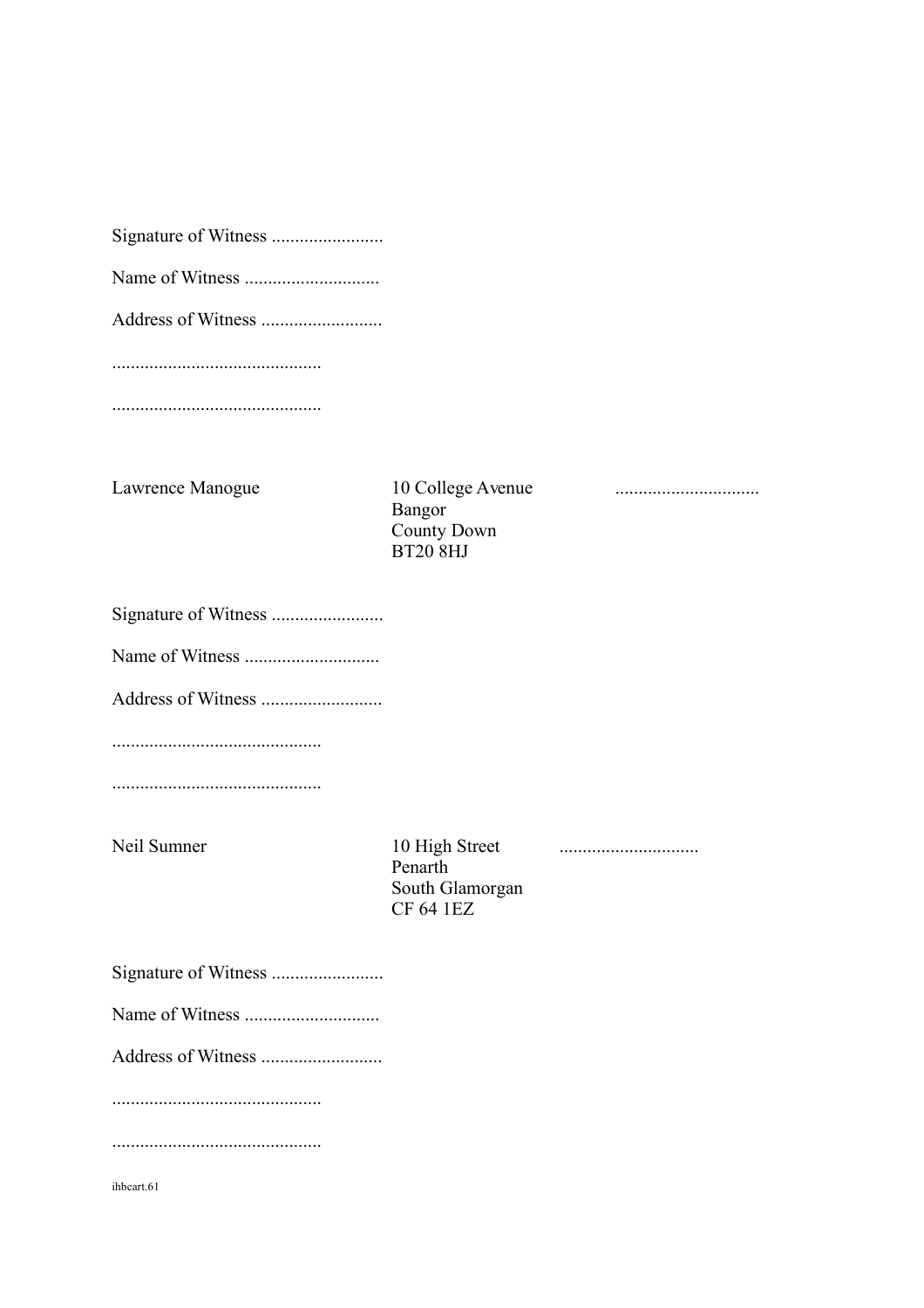Signature of Witness ........................

Name of Witness .............................

Address of Witness ..........................

.............................................

.............................................

| | | |
|---|---|---|
| Lawrence Manogue | 10 College Avenue<br>Bangor<br>County Down<br>BT20 8HJ | ............................... |

Signature of Witness ........................

Name of Witness .............................

Address of Witness ..........................

.............................................

.............................................

| | | |
|---|---|---|
| Neil Sumner | 10 High Street<br>Penarth<br>South Glamorgan<br>CF 64 1EZ | .............................. |

Signature of Witness ........................

Name of Witness .............................

Address of Witness ..........................

.............................................

.............................................

ihbcart.61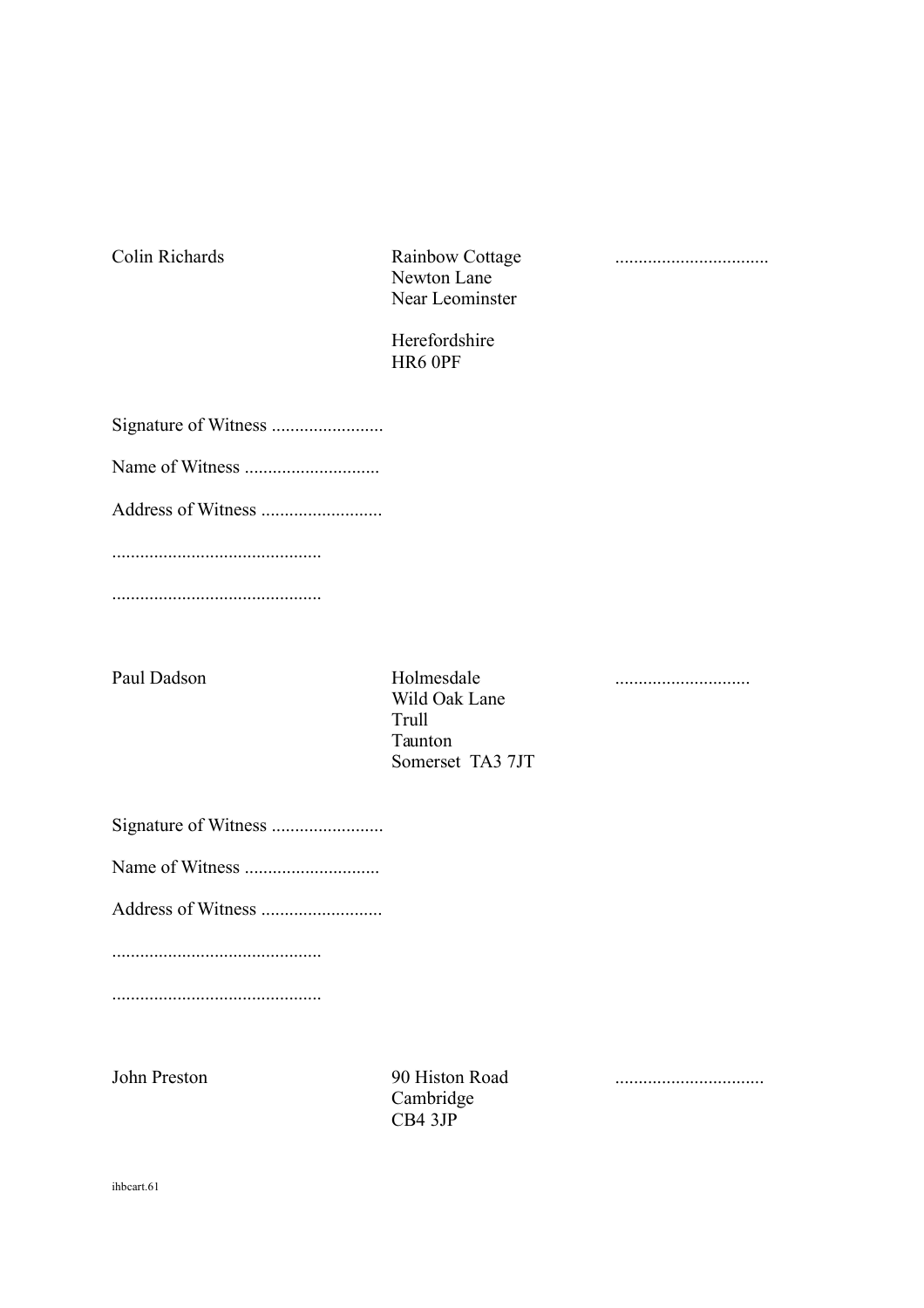| | | |
|---|---|---|
| Colin Richards | Rainbow Cottage<br>Newton Lane<br>Near Leominster<br><br>Herefordshire<br>HR6 0PF | ................................ |

Signature of Witness ........................

Name of Witness .............................

Address of Witness ..........................

.............................................

.............................................

| | | |
|---|---|---|
| Paul Dadson | Holmesdale<br>Wild Oak Lane<br>Trull<br>Taunton<br>Somerset TA3 7JT | ............................ |

Signature of Witness ........................

Name of Witness .............................

Address of Witness ..........................

.............................................

.............................................

| | | |
|---|---|---|
| John Preston | 90 Histon Road<br>Cambridge<br>CB4 3JP | ............................... |

ihbcart.61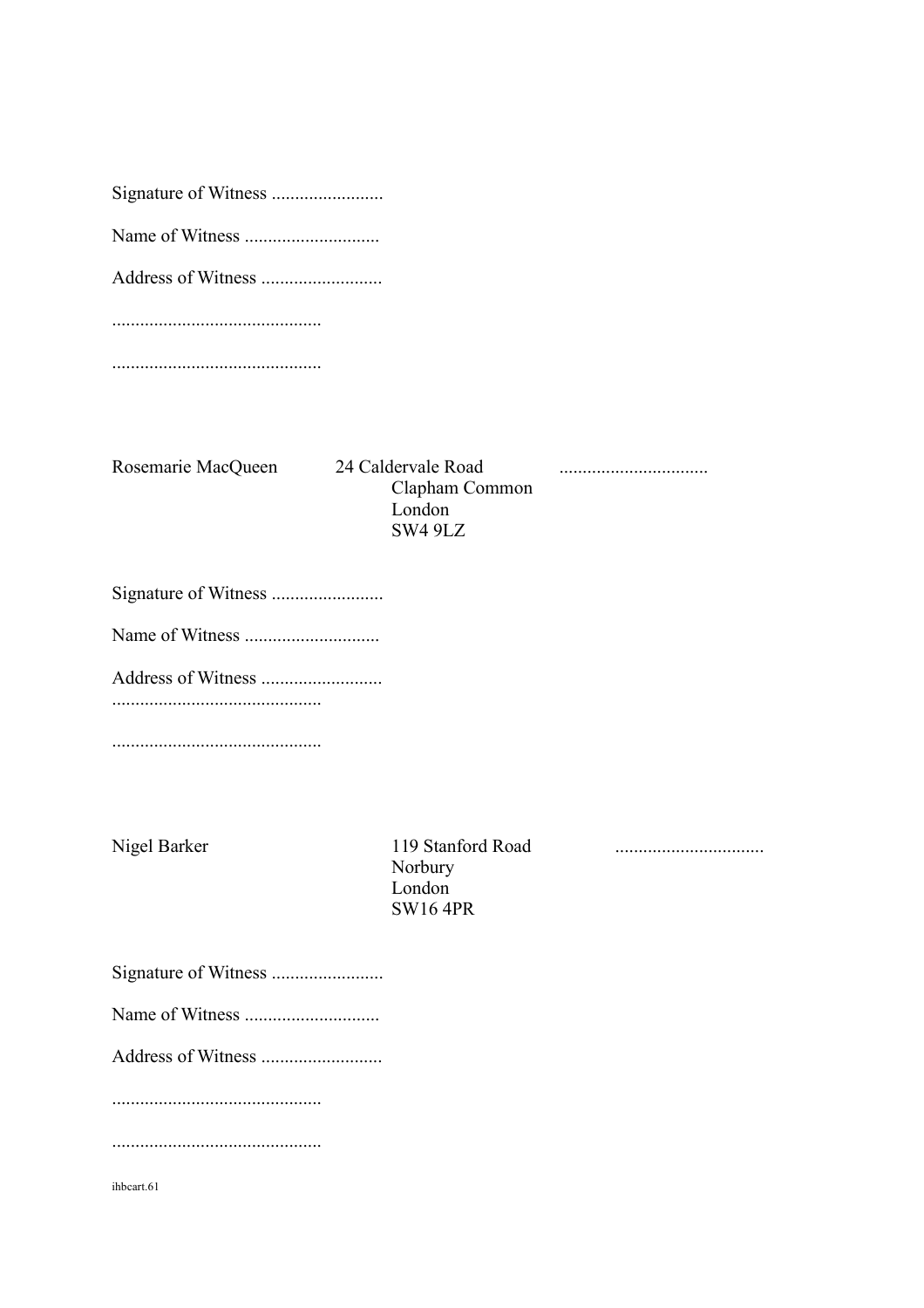Signature of Witness ........................

Name of Witness .............................

Address of Witness ..........................

.............................................

.............................................

| | | |
|---|---|---|
| Rosemarie MacQueen | 24 Caldervale Road<br>Clapham Common<br>London<br>SW4 9LZ | ................................ |

Signature of Witness ........................

Name of Witness .............................

Address of Witness ..........................
.............................................

.............................................

| | | |
|---|---|---|
| Nigel Barker | 119 Stanford Road<br>Norbury<br>London<br>SW16 4PR | ................................ |

Signature of Witness ........................

Name of Witness .............................

Address of Witness ..........................

.............................................

.............................................

ihbcart.61